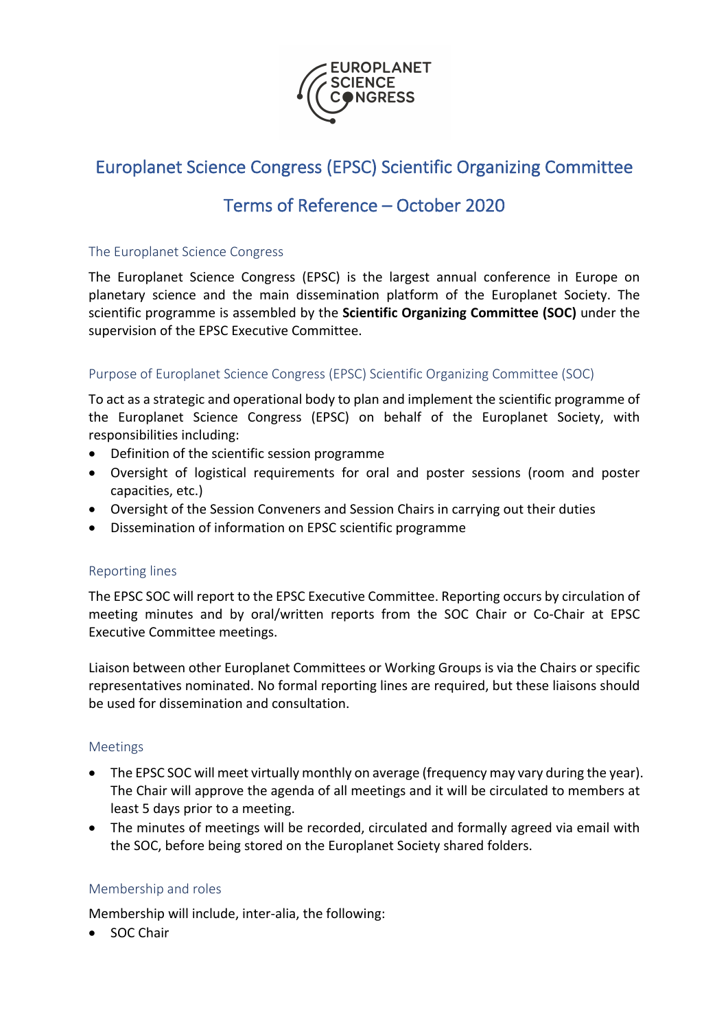# Europlanet Science Congress (EPSC) Scientific Organizing Committee

# Terms of Reference – October 2020

## The Europlanet Science Congress

The Europlanet Science Congress (EPSC) is the largest annual conference in Europe on planetary science and the main dissemination platform of the Europlanet Society. The scientific programme is assembled by the **Scientific Organizing Committee (SOC)** under the supervision of the EPSC Executive Committee.

## Purpose of Europlanet Science Congress (EPSC) Scientific Organizing Committee (SOC)

To act as a strategic and operational body to plan and implement the scientific programme of the Europlanet Science Congress (EPSC) on behalf of the Europlanet Society, with responsibilities including:

- Definition of the scientific session programme
- Oversight of logistical requirements for oral and poster sessions (room and poster capacities, etc.)
- Oversight of the Session Conveners and Session Chairs in carrying out their duties
- Dissemination of information on EPSC scientific programme

## Reporting lines

The EPSC SOC will report to the EPSC Executive Committee. Reporting occurs by circulation of meeting minutes and by oral/written reports from the SOC Chair or Co-Chair at EPSC Executive Committee meetings.

Liaison between other Europlanet Committees or Working Groups is via the Chairs or specific representatives nominated. No formal reporting lines are required, but these liaisons should be used for dissemination and consultation.

## Meetings

- The EPSC SOC will meet virtually monthly on average (frequency may vary during the year). The Chair will approve the agenda of all meetings and it will be circulated to members at least 5 days prior to a meeting.
- The minutes of meetings will be recorded, circulated and formally agreed via email with the SOC, before being stored on the Europlanet Society shared folders.

## Membership and roles

Membership will include, inter-alia, the following:

- SOC Chair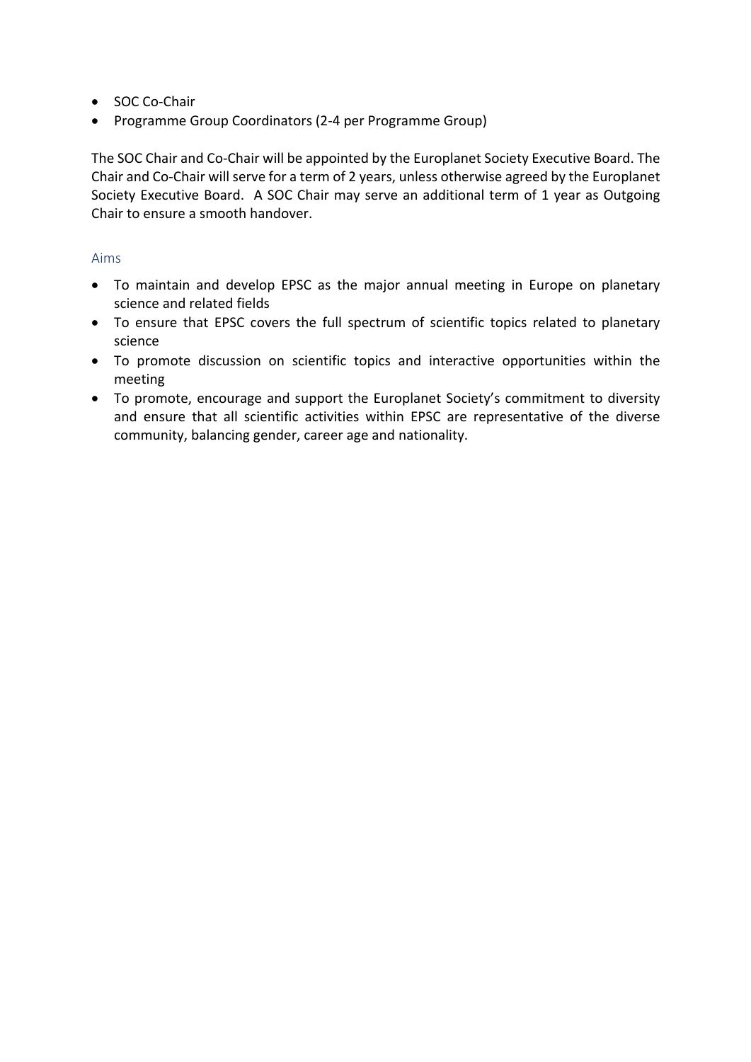- SOC Co-Chair
- Programme Group Coordinators (2-4 per Programme Group)

The SOC Chair and Co-Chair will be appointed by the Europlanet Society Executive Board. The Chair and Co-Chair will serve for a term of 2 years, unless otherwise agreed by the Europlanet Society Executive Board. A SOC Chair may serve an additional term of 1 year as Outgoing Chair to ensure a smooth handover.

## Aims

- To maintain and develop EPSC as the major annual meeting in Europe on planetary science and related fields
- To ensure that EPSC covers the full spectrum of scientific topics related to planetary science
- To promote discussion on scientific topics and interactive opportunities within the meeting
- To promote, encourage and support the Europlanet Society's commitment to diversity and ensure that all scientific activities within EPSC are representative of the diverse community, balancing gender, career age and nationality.